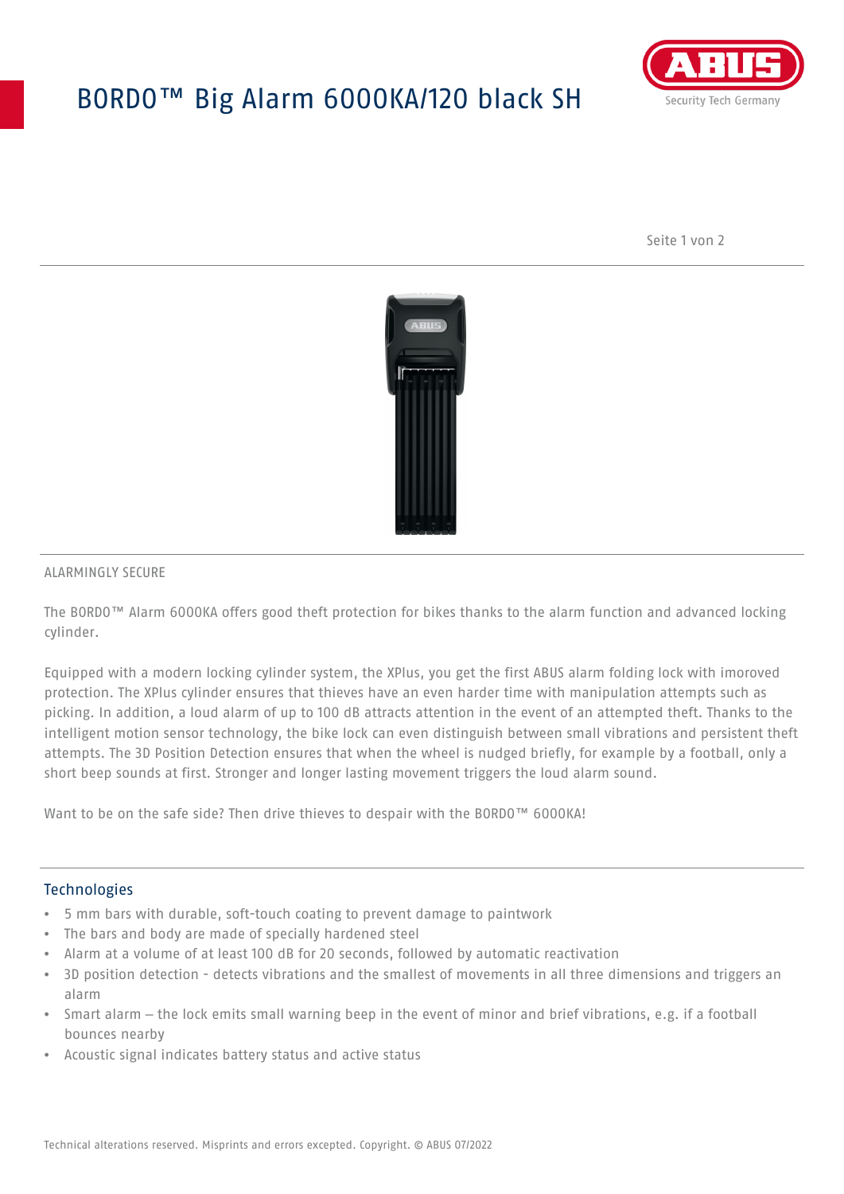# BORDO™ Big Alarm 6000KA/120 black SH

ALARMINGLY SECURE

The BORDO™ Alarm 6000KA offers good theft protection for bikes thanks to the alarm function and advanced locking cylinder.

Equipped with a modern locking cylinder system, the XPlus, you get the first ABUS alarm folding lock with imoroved protection. The XPlus cylinder ensures that thieves have an even harder time with manipulation attempts such as picking. In addition, a loud alarm of up to 100 dB attracts attention in the event of an attempted theft. Thanks to the intelligent motion sensor technology, the bike lock can even distinguish between small vibrations and persistent theft attempts. The 3D Position Detection ensures that when the wheel is nudged briefly, for example by a football, only a short beep sounds at first. Stronger and longer lasting movement triggers the loud alarm sound.

Want to be on the safe side? Then drive thieves to despair with the BORDO™ 6000KA!

## Technologies

- 5 mm bars with durable, soft-touch coating to prevent damage to paintwork
- The bars and body are made of specially hardened steel
- Alarm at a volume of at least 100 dB for 20 seconds, followed by automatic reactivation
- 3D position detection - detects vibrations and the smallest of movements in all three dimensions and triggers an alarm
- Smart alarm – the lock emits small warning beep in the event of minor and brief vibrations, e.g. if a football bounces nearby
- Acoustic signal indicates battery status and active status

Technical alterations reserved. Misprints and errors excepted. Copyright. © ABUS 07/2022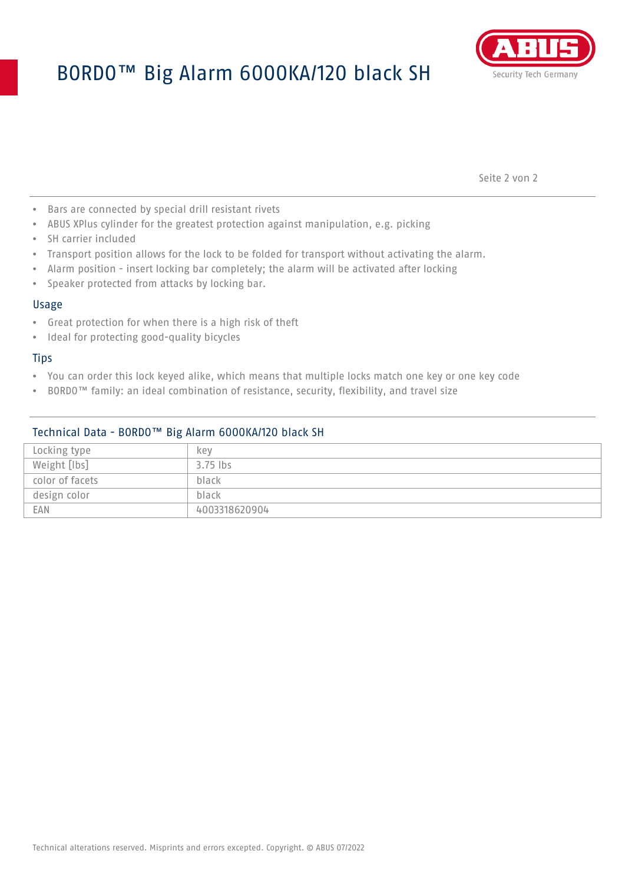- Bars are connected by special drill resistant rivets
- ABUS XPlus cylinder for the greatest protection against manipulation, e.g. picking
- SH carrier included
- Transport position allows for the lock to be folded for transport without activating the alarm.
- Alarm position - insert locking bar completely; the alarm will be activated after locking
- Speaker protected from attacks by locking bar.

## Usage

- Great protection for when there is a high risk of theft
- Ideal for protecting good-quality bicycles

## Tips

- You can order this lock keyed alike, which means that multiple locks match one key or one key code
- BORDO™ family: an ideal combination of resistance, security, flexibility, and travel size

## Technical Data - BORDO™ Big Alarm 6000KA/120 black SH

| | |
|---|---|
| Locking type | key |
| Weight [lbs] | 3.75 lbs |
| color of facets | black |
| design color | black |
| EAN | 4003318620904 |

Technical alterations reserved. Misprints and errors excepted. Copyright. © ABUS 07/2022